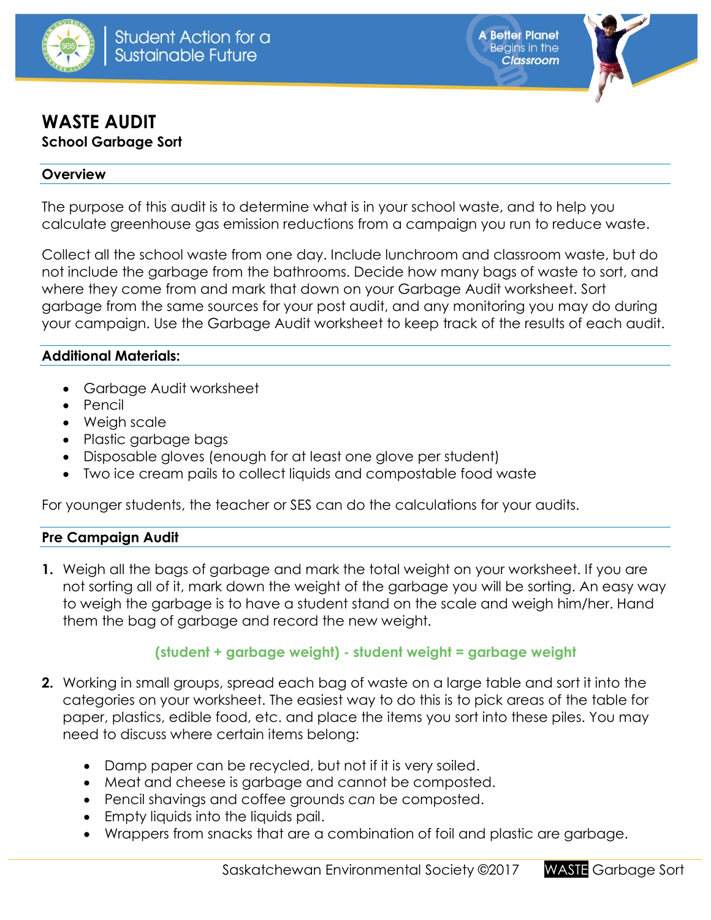# WASTE AUDIT

**School Garbage Sort**

## Overview

The purpose of this audit is to determine what is in your school waste, and to help you calculate greenhouse gas emission reductions from a campaign you run to reduce waste.

Collect all the school waste from one day. Include lunchroom and classroom waste, but do not include the garbage from the bathrooms. Decide how many bags of waste to sort, and where they come from and mark that down on your Garbage Audit worksheet. Sort garbage from the same sources for your post audit, and any monitoring you may do during your campaign. Use the Garbage Audit worksheet to keep track of the results of each audit.

## Additional Materials:

- Garbage Audit worksheet
- Pencil
- Weigh scale
- Plastic garbage bags
- Disposable gloves (enough for at least one glove per student)
- Two ice cream pails to collect liquids and compostable food waste

For younger students, the teacher or SES can do the calculations for your audits.

## Pre Campaign Audit

1. Weigh all the bags of garbage and mark the total weight on your worksheet. If you are not sorting all of it, mark down the weight of the garbage you will be sorting. An easy way to weigh the garbage is to have a student stand on the scale and weigh him/her. Hand them the bag of garbage and record the new weight.

   **(student + garbage weight) - student weight = garbage weight**

2. Working in small groups, spread each bag of waste on a large table and sort it into the categories on your worksheet. The easiest way to do this is to pick areas of the table for paper, plastics, edible food, etc. and place the items you sort into these piles. You may need to discuss where certain items belong:

   - Damp paper can be recycled, but not if it is very soiled.
   - Meat and cheese is garbage and cannot be composted.
   - Pencil shavings and coffee grounds *can* be composted.
   - Empty liquids into the liquids pail.
   - Wrappers from snacks that are a combination of foil and plastic are garbage.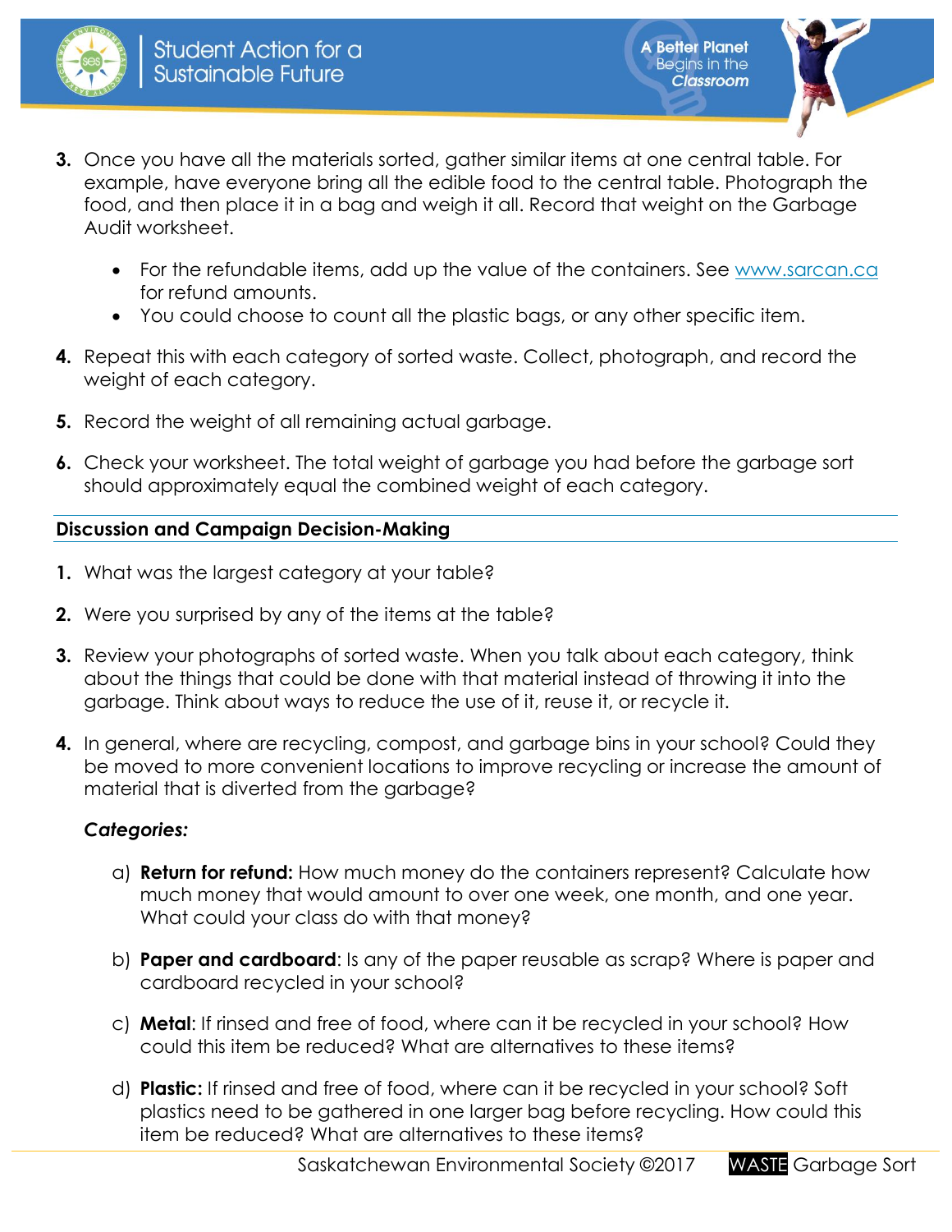3. Once you have all the materials sorted, gather similar items at one central table. For example, have everyone bring all the edible food to the central table. Photograph the food, and then place it in a bag and weigh it all. Record that weight on the Garbage Audit worksheet.

   - For the refundable items, add up the value of the containers. See [www.sarcan.ca](http://www.sarcan.ca) for refund amounts.
   - You could choose to count all the plastic bags, or any other specific item.

4. Repeat this with each category of sorted waste. Collect, photograph, and record the weight of each category.

5. Record the weight of all remaining actual garbage.

6. Check your worksheet. The total weight of garbage you had before the garbage sort should approximately equal the combined weight of each category.

## Discussion and Campaign Decision-Making

1. What was the largest category at your table?

2. Were you surprised by any of the items at the table?

3. Review your photographs of sorted waste. When you talk about each category, think about the things that could be done with that material instead of throwing it into the garbage. Think about ways to reduce the use of it, reuse it, or recycle it.

4. In general, where are recycling, compost, and garbage bins in your school? Could they be moved to more convenient locations to improve recycling or increase the amount of material that is diverted from the garbage?

   ***Categories:***

   a) **Return for refund:** How much money do the containers represent? Calculate how much money that would amount to over one week, one month, and one year. What could your class do with that money?

   b) **Paper and cardboard**: Is any of the paper reusable as scrap? Where is paper and cardboard recycled in your school?

   c) **Metal**: If rinsed and free of food, where can it be recycled in your school? How could this item be reduced? What are alternatives to these items?

   d) **Plastic:** If rinsed and free of food, where can it be recycled in your school? Soft plastics need to be gathered in one larger bag before recycling. How could this item be reduced? What are alternatives to these items?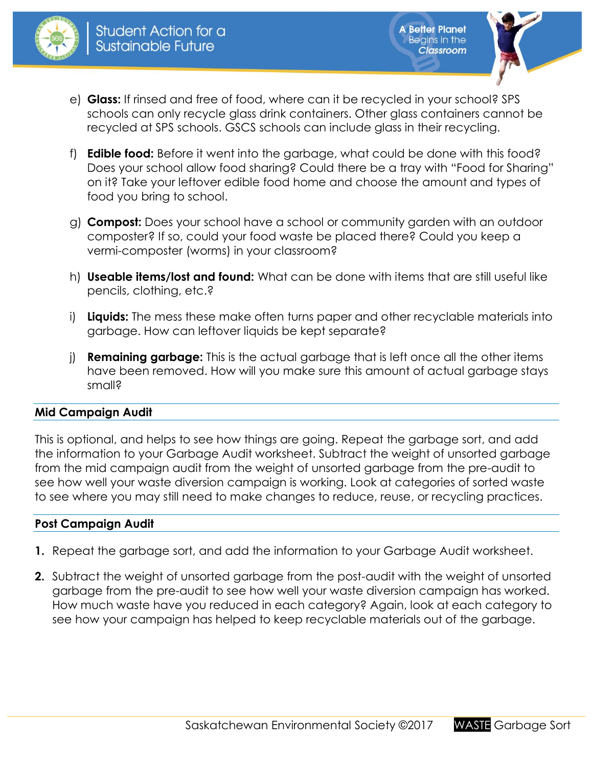e) **Glass:** If rinsed and free of food, where can it be recycled in your school? SPS schools can only recycle glass drink containers. Other glass containers cannot be recycled at SPS schools. GSCS schools can include glass in their recycling.

f) **Edible food:** Before it went into the garbage, what could be done with this food? Does your school allow food sharing? Could there be a tray with "Food for Sharing" on it? Take your leftover edible food home and choose the amount and types of food you bring to school.

g) **Compost:** Does your school have a school or community garden with an outdoor composter? If so, could your food waste be placed there? Could you keep a vermi-composter (worms) in your classroom?

h) **Useable items/lost and found:** What can be done with items that are still useful like pencils, clothing, etc.?

i) **Liquids:** The mess these make often turns paper and other recyclable materials into garbage. How can leftover liquids be kept separate?

j) **Remaining garbage:** This is the actual garbage that is left once all the other items have been removed. How will you make sure this amount of actual garbage stays small?

## Mid Campaign Audit

This is optional, and helps to see how things are going. Repeat the garbage sort, and add the information to your Garbage Audit worksheet. Subtract the weight of unsorted garbage from the mid campaign audit from the weight of unsorted garbage from the pre-audit to see how well your waste diversion campaign is working. Look at categories of sorted waste to see where you may still need to make changes to reduce, reuse, or recycling practices.

## Post Campaign Audit

1. Repeat the garbage sort, and add the information to your Garbage Audit worksheet.
2. Subtract the weight of unsorted garbage from the post-audit with the weight of unsorted garbage from the pre-audit to see how well your waste diversion campaign has worked. How much waste have you reduced in each category? Again, look at each category to see how your campaign has helped to keep recyclable materials out of the garbage.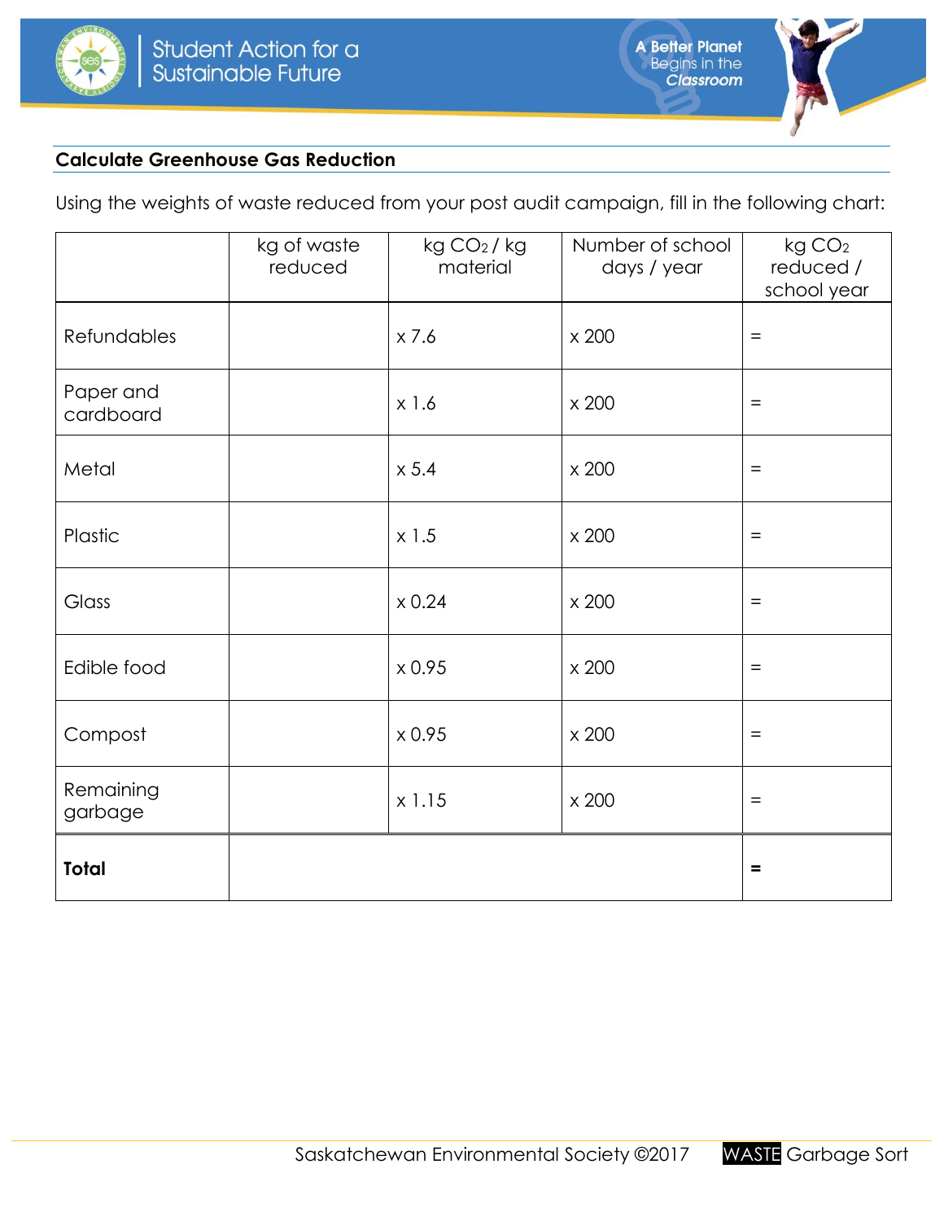## Calculate Greenhouse Gas Reduction

Using the weights of waste reduced from your post audit campaign, fill in the following chart:

| | kg of waste reduced | kg $CO_2$ / kg material | Number of school days / year | kg $CO_2$ reduced / school year |
|---|---|---|---|---|
| Refundables | | x 7.6 | x 200 | = |
| Paper and cardboard | | x 1.6 | x 200 | = |
| Metal | | x 5.4 | x 200 | = |
| Plastic | | x 1.5 | x 200 | = |
| Glass | | x 0.24 | x 200 | = |
| Edible food | | x 0.95 | x 200 | = |
| Compost | | x 0.95 | x 200 | = |
| Remaining garbage | | x 1.15 | x 200 | = |
| **Total** | | | | **=** |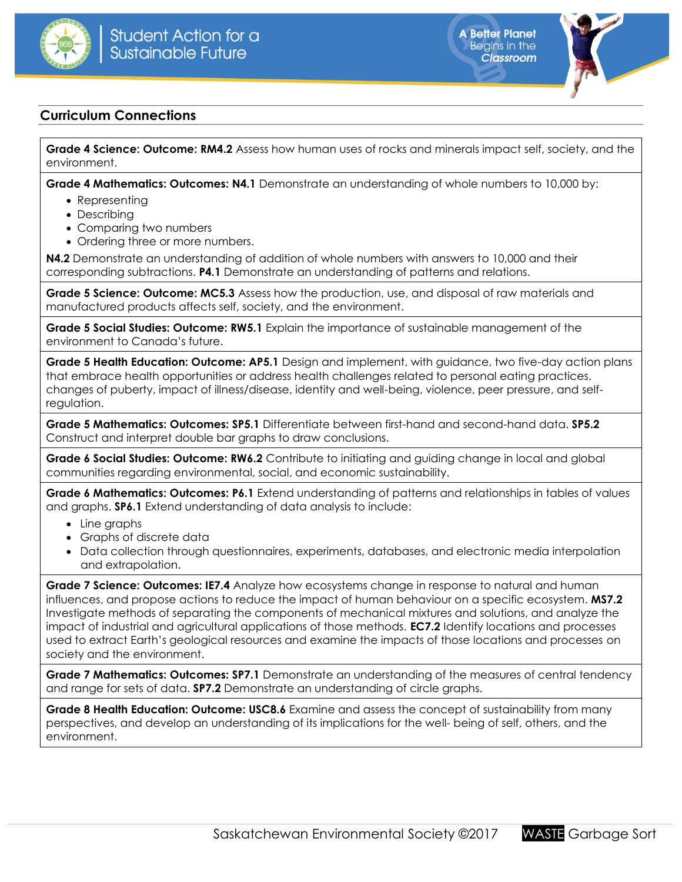## Curriculum Connections

**Grade 4 Science: Outcome: RM4.2** Assess how human uses of rocks and minerals impact self, society, and the environment.

**Grade 4 Mathematics: Outcomes: N4.1** Demonstrate an understanding of whole numbers to 10,000 by:

- Representing
- Describing
- Comparing two numbers
- Ordering three or more numbers.

**N4.2** Demonstrate an understanding of addition of whole numbers with answers to 10,000 and their corresponding subtractions. **P4.1** Demonstrate an understanding of patterns and relations.

**Grade 5 Science: Outcome: MC5.3** Assess how the production, use, and disposal of raw materials and manufactured products affects self, society, and the environment.

**Grade 5 Social Studies: Outcome: RW5.1** Explain the importance of sustainable management of the environment to Canada's future.

**Grade 5 Health Education: Outcome: AP5.1** Design and implement, with guidance, two five-day action plans that embrace health opportunities or address health challenges related to personal eating practices, changes of puberty, impact of illness/disease, identity and well-being, violence, peer pressure, and self-regulation.

**Grade 5 Mathematics: Outcomes: SP5.1** Differentiate between first-hand and second-hand data. **SP5.2** Construct and interpret double bar graphs to draw conclusions.

**Grade 6 Social Studies: Outcome: RW6.2** Contribute to initiating and guiding change in local and global communities regarding environmental, social, and economic sustainability.

**Grade 6 Mathematics: Outcomes: P6.1** Extend understanding of patterns and relationships in tables of values and graphs. **SP6.1** Extend understanding of data analysis to include:

- Line graphs
- Graphs of discrete data
- Data collection through questionnaires, experiments, databases, and electronic media interpolation and extrapolation.

**Grade 7 Science: Outcomes: IE7.4** Analyze how ecosystems change in response to natural and human influences, and propose actions to reduce the impact of human behaviour on a specific ecosystem. **MS7.2** Investigate methods of separating the components of mechanical mixtures and solutions, and analyze the impact of industrial and agricultural applications of those methods. **EC7.2** Identify locations and processes used to extract Earth's geological resources and examine the impacts of those locations and processes on society and the environment.

**Grade 7 Mathematics: Outcomes: SP7.1** Demonstrate an understanding of the measures of central tendency and range for sets of data. **SP7.2** Demonstrate an understanding of circle graphs.

**Grade 8 Health Education: Outcome: USC8.6** Examine and assess the concept of sustainability from many perspectives, and develop an understanding of its implications for the well- being of self, others, and the environment.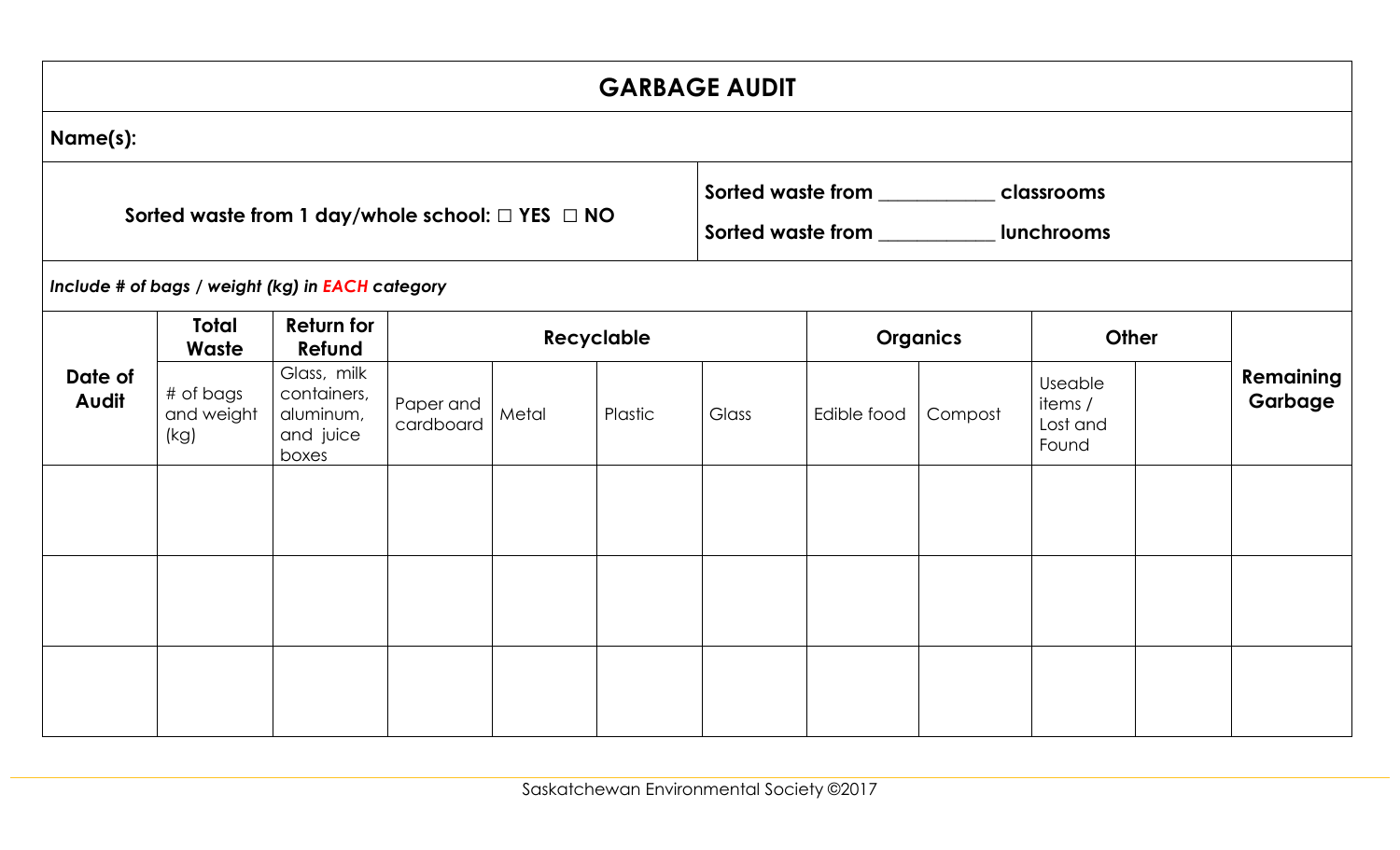# GARBAGE AUDIT

**Name(s):**

**Sorted waste from 1 day/whole school: ☐ YES ☐ NO**

**Sorted waste from ___________ classrooms**

**Sorted waste from ___________ lunchrooms**

***Include # of bags / weight (kg) in EACH category***

| Date of Audit | Total Waste | Return for Refund | Recyclable | | | | Organics | | Other | | Remaining Garbage |
|---|---|---|---|---|---|---|---|---|---|---|---|
| | # of bags and weight (kg) | Glass, milk containers, aluminum, and juice boxes | Paper and cardboard | Metal | Plastic | Glass | Edible food | Compost | Useable items / Lost and Found | | |
| | | | | | | | | | | | |
| | | | | | | | | | | | |
| | | | | | | | | | | | |

Saskatchewan Environmental Society ©2017